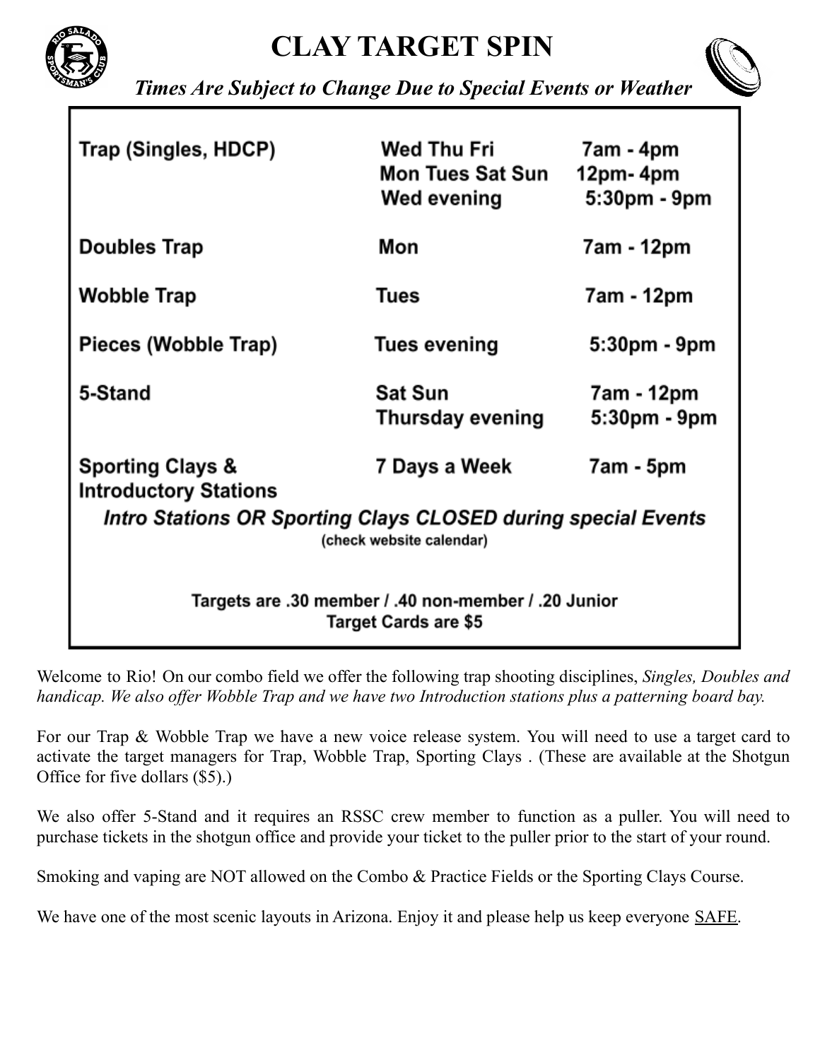# CLAY TARGET SPIN

***Times Are Subject to Change Due to Special Events or Weather***

| | | |
|---|---|---|
| **Trap (Singles, HDCP)** | **Wed Thu Fri** | **7am - 4pm** |
| | **Mon Tues Sat Sun** | **12pm- 4pm** |
| | **Wed evening** | **5:30pm - 9pm** |
| **Doubles Trap** | **Mon** | **7am - 12pm** |
| **Wobble Trap** | **Tues** | **7am - 12pm** |
| **Pieces (Wobble Trap)** | **Tues evening** | **5:30pm - 9pm** |
| **5-Stand** | **Sat Sun** | **7am - 12pm** |
| | **Thursday evening** | **5:30pm - 9pm** |
| **Sporting Clays & Introductory Stations** | **7 Days a Week** | **7am - 5pm** |

***Intro Stations OR Sporting Clays CLOSED during special Events***
**(check website calendar)**

**Targets are .30 member / .40 non-member / .20 Junior**
**Target Cards are $5**

Welcome to Rio! On our combo field we offer the following trap shooting disciplines, *Singles, Doubles and handicap. We also offer Wobble Trap and we have two Introduction stations plus a patterning board bay.*

For our Trap & Wobble Trap we have a new voice release system. You will need to use a target card to activate the target managers for Trap, Wobble Trap, Sporting Clays . (These are available at the Shotgun Office for five dollars ($5).)

We also offer 5-Stand and it requires an RSSC crew member to function as a puller. You will need to purchase tickets in the shotgun office and provide your ticket to the puller prior to the start of your round.

Smoking and vaping are NOT allowed on the Combo & Practice Fields or the Sporting Clays Course.

We have one of the most scenic layouts in Arizona. Enjoy it and please help us keep everyone SAFE.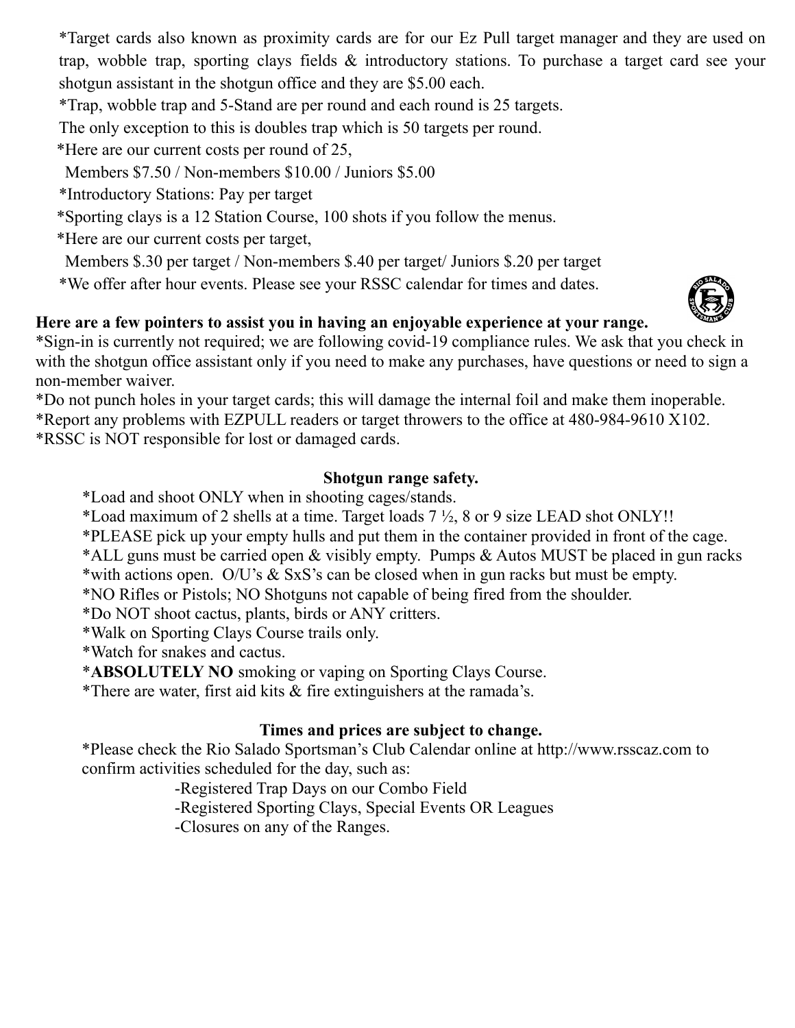*Target cards also known as proximity cards are for our Ez Pull target manager and they are used on trap, wobble trap, sporting clays fields & introductory stations. To purchase a target card see your shotgun assistant in the shotgun office and they are $5.00 each.

*Trap, wobble trap and 5-Stand are per round and each round is 25 targets.

The only exception to this is doubles trap which is 50 targets per round.

*Here are our current costs per round of 25,

Members $7.50 / Non-members $10.00 / Juniors $5.00

*Introductory Stations: Pay per target

*Sporting clays is a 12 Station Course, 100 shots if you follow the menus.

*Here are our current costs per target,

Members $.30 per target / Non-members $.40 per target/ Juniors $.20 per target

*We offer after hour events. Please see your RSSC calendar for times and dates.

**Here are a few pointers to assist you in having an enjoyable experience at your range.**

*Sign-in is currently not required; we are following covid-19 compliance rules. We ask that you check in with the shotgun office assistant only if you need to make any purchases, have questions or need to sign a non-member waiver.

*Do not punch holes in your target cards; this will damage the internal foil and make them inoperable.

*Report any problems with EZPULL readers or target throwers to the office at 480-984-9610 X102.

*RSSC is NOT responsible for lost or damaged cards.

**Shotgun range safety.**

*Load and shoot ONLY when in shooting cages/stands.

*Load maximum of 2 shells at a time. Target loads 7 ½, 8 or 9 size LEAD shot ONLY!!

*PLEASE pick up your empty hulls and put them in the container provided in front of the cage.

*ALL guns must be carried open & visibly empty. Pumps & Autos MUST be placed in gun racks

*with actions open. O/U's & SxS's can be closed when in gun racks but must be empty.

*NO Rifles or Pistols; NO Shotguns not capable of being fired from the shoulder.

*Do NOT shoot cactus, plants, birds or ANY critters.

*Walk on Sporting Clays Course trails only.

*Watch for snakes and cactus.

***ABSOLUTELY NO** smoking or vaping on Sporting Clays Course.

*There are water, first aid kits & fire extinguishers at the ramada's.

**Times and prices are subject to change.**

*Please check the Rio Salado Sportsman's Club Calendar online at http://www.rsscaz.com to confirm activities scheduled for the day, such as:

-Registered Trap Days on our Combo Field

-Registered Sporting Clays, Special Events OR Leagues

-Closures on any of the Ranges.